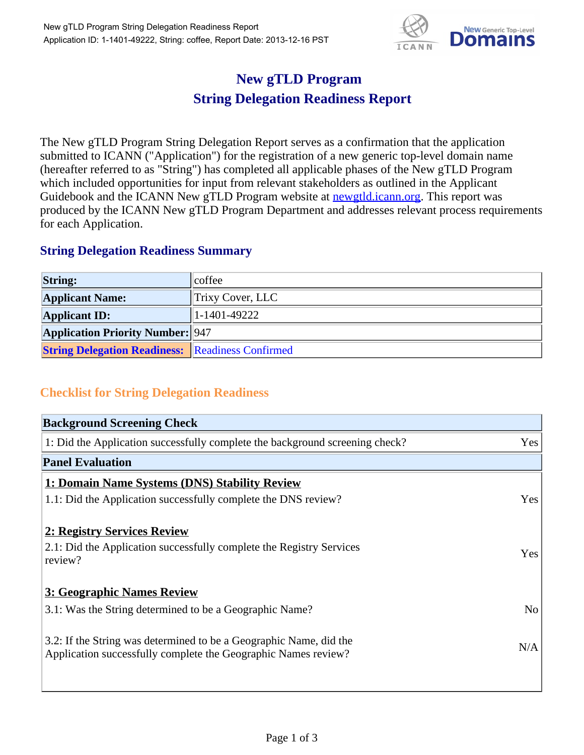# New gTLD Program
# String Delegation Readiness Report

The New gTLD Program String Delegation Report serves as a confirmation that the application submitted to ICANN ("Application") for the registration of a new generic top-level domain name (hereafter referred to as "String") has completed all applicable phases of the New gTLD Program which included opportunities for input from relevant stakeholders as outlined in the Applicant Guidebook and the ICANN New gTLD Program website at newgtld.icann.org. This report was produced by the ICANN New gTLD Program Department and addresses relevant process requirements for each Application.

## String Delegation Readiness Summary

| **String:** | coffee |
|---|---|
| **Applicant Name:** | Trixy Cover, LLC |
| **Applicant ID:** | 1-1401-49222 |
| **Application Priority Number:** | 947 |
| **String Delegation Readiness:** | Readiness Confirmed |

## Checklist for String Delegation Readiness

| **Background Screening Check** | |
|---|---|
| 1: Did the Application successfully complete the background screening check? | Yes |
| **Panel Evaluation** | |
| **1: Domain Name Systems (DNS) Stability Review** | |
| 1.1: Did the Application successfully complete the DNS review? | Yes |
| **2: Registry Services Review** | |
| 2.1: Did the Application successfully complete the Registry Services review? | Yes |
| **3: Geographic Names Review** | |
| 3.1: Was the String determined to be a Geographic Name? | No |
| 3.2: If the String was determined to be a Geographic Name, did the Application successfully complete the Geographic Names review? | N/A |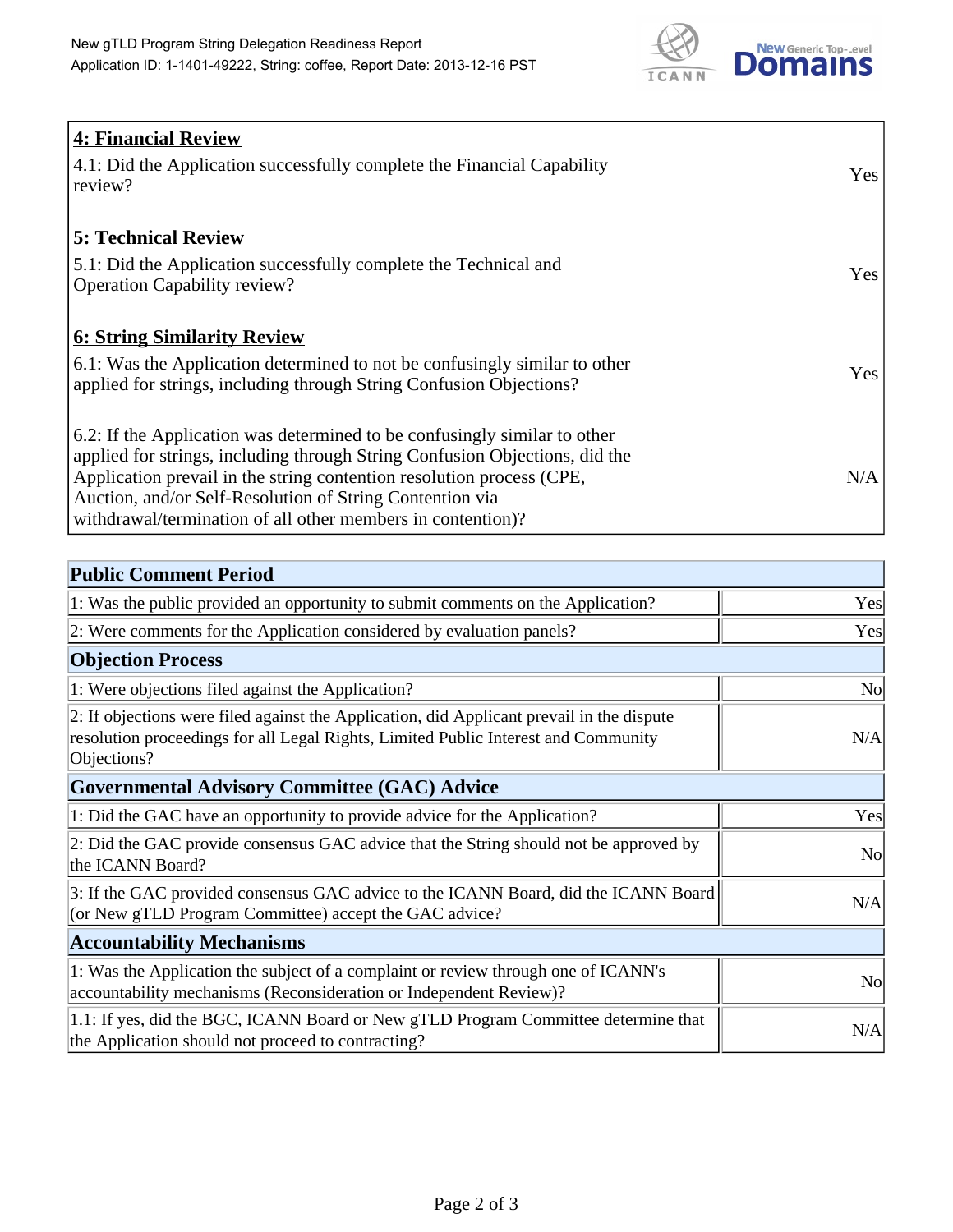| **4: Financial Review** | |
| --- | --- |
| 4.1: Did the Application successfully complete the Financial Capability review? | Yes |
| **5: Technical Review** | |
| 5.1: Did the Application successfully complete the Technical and Operation Capability review? | Yes |
| **6: String Similarity Review** | |
| 6.1: Was the Application determined to not be confusingly similar to other applied for strings, including through String Confusion Objections? | Yes |
| 6.2: If the Application was determined to be confusingly similar to other applied for strings, including through String Confusion Objections, did the Application prevail in the string contention resolution process (CPE, Auction, and/or Self-Resolution of String Contention via withdrawal/termination of all other members in contention)? | N/A |

| **Public Comment Period** | |
| --- | --- |
| 1: Was the public provided an opportunity to submit comments on the Application? | Yes |
| 2: Were comments for the Application considered by evaluation panels? | Yes |
| **Objection Process** | |
| 1: Were objections filed against the Application? | No |
| 2: If objections were filed against the Application, did Applicant prevail in the dispute resolution proceedings for all Legal Rights, Limited Public Interest and Community Objections? | N/A |
| **Governmental Advisory Committee (GAC) Advice** | |
| 1: Did the GAC have an opportunity to provide advice for the Application? | Yes |
| 2: Did the GAC provide consensus GAC advice that the String should not be approved by the ICANN Board? | No |
| 3: If the GAC provided consensus GAC advice to the ICANN Board, did the ICANN Board (or New gTLD Program Committee) accept the GAC advice? | N/A |
| **Accountability Mechanisms** | |
| 1: Was the Application the subject of a complaint or review through one of ICANN's accountability mechanisms (Reconsideration or Independent Review)? | No |
| 1.1: If yes, did the BGC, ICANN Board or New gTLD Program Committee determine that the Application should not proceed to contracting? | N/A |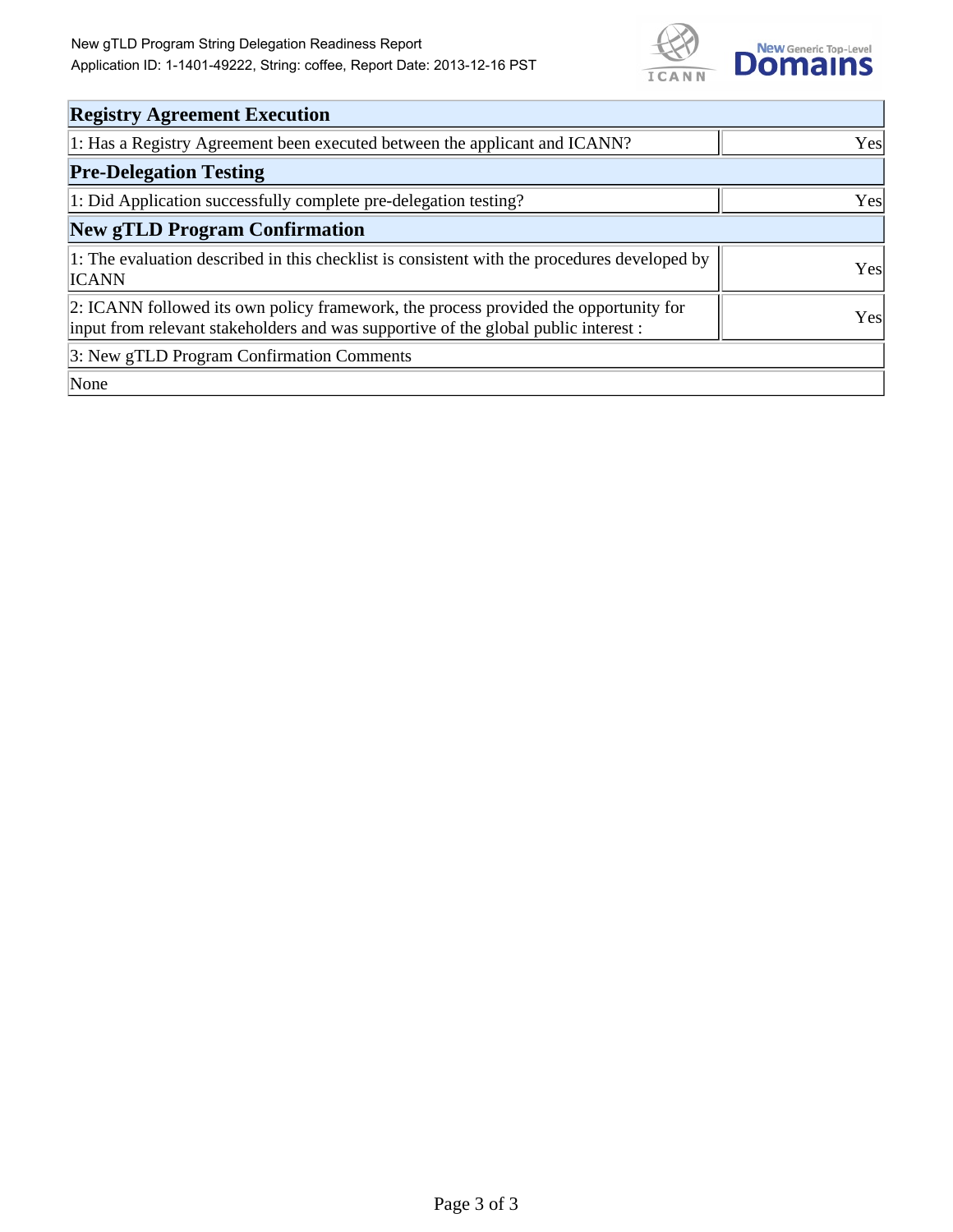## Registry Agreement Execution

| | |
|---|---|
| 1: Has a Registry Agreement been executed between the applicant and ICANN? | Yes |

## Pre-Delegation Testing

| | |
|---|---|
| 1: Did Application successfully complete pre-delegation testing? | Yes |

## New gTLD Program Confirmation

| | |
|---|---|
| 1: The evaluation described in this checklist is consistent with the procedures developed by ICANN | Yes |
| 2: ICANN followed its own policy framework, the process provided the opportunity for input from relevant stakeholders and was supportive of the global public interest : | Yes |

3: New gTLD Program Confirmation Comments

None